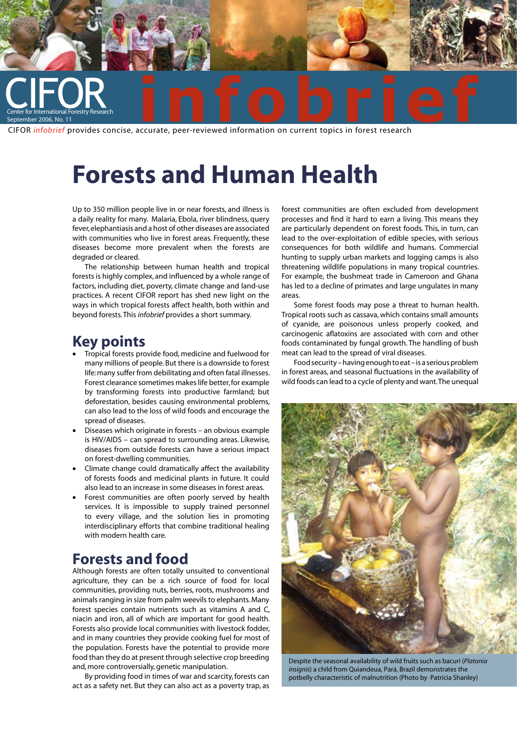CIFOR
Center for International Forestry Research
September 2006, No. 11

# infobrief

CIFOR *infobrief* provides concise, accurate, peer-reviewed information on current topics in forest research

# Forests and Human Health

Up to 350 million people live in or near forests, and illness is a daily reality for many. Malaria, Ebola, river blindness, query fever, elephantiasis and a host of other diseases are associated with communities who live in forest areas. Frequently, these diseases become more prevalent when the forests are degraded or cleared.

The relationship between human health and tropical forests is highly complex, and influenced by a whole range of factors, including diet, poverty, climate change and land-use practices. A recent CIFOR report has shed new light on the ways in which tropical forests affect health, both within and beyond forests. This *infobrief* provides a short summary.

## Key points

- Tropical forests provide food, medicine and fuelwood for many millions of people. But there is a downside to forest life: many suffer from debilitating and often fatal illnesses. Forest clearance sometimes makes life better, for example by transforming forests into productive farmland; but deforestation, besides causing environmental problems, can also lead to the loss of wild foods and encourage the spread of diseases.
- Diseases which originate in forests – an obvious example is HIV/AIDS – can spread to surrounding areas. Likewise, diseases from outside forests can have a serious impact on forest-dwelling communities.
- Climate change could dramatically affect the availability of forests foods and medicinal plants in future. It could also lead to an increase in some diseases in forest areas.
- Forest communities are often poorly served by health services. It is impossible to supply trained personnel to every village, and the solution lies in promoting interdisciplinary efforts that combine traditional healing with modern health care.

## Forests and food

Although forests are often totally unsuited to conventional agriculture, they can be a rich source of food for local communities, providing nuts, berries, roots, mushrooms and animals ranging in size from palm weevils to elephants. Many forest species contain nutrients such as vitamins A and C, niacin and iron, all of which are important for good health. Forests also provide local communities with livestock fodder, and in many countries they provide cooking fuel for most of the population. Forests have the potential to provide more food than they do at present through selective crop breeding and, more controversially, genetic manipulation.

By providing food in times of war and scarcity, forests can act as a safety net. But they can also act as a poverty trap, as forest communities are often excluded from development processes and find it hard to earn a living. This means they are particularly dependent on forest foods. This, in turn, can lead to the over-exploitation of edible species, with serious consequences for both wildlife and humans. Commercial hunting to supply urban markets and logging camps is also threatening wildlife populations in many tropical countries. For example, the bushmeat trade in Cameroon and Ghana has led to a decline of primates and large ungulates in many areas.

Some forest foods may pose a threat to human health. Tropical roots such as cassava, which contains small amounts of cyanide, are poisonous unless properly cooked, and carcinogenic aflatoxins are associated with corn and other foods contaminated by fungal growth. The handling of bush meat can lead to the spread of viral diseases.

Food security – having enough to eat – is a serious problem in forest areas, and seasonal fluctuations in the availability of wild foods can lead to a cycle of plenty and want. The unequal

Despite the seasonal availability of wild fruits such as bacuri (*Platonia insignis*) a child from Quiandeua, Pará, Brazil demonstrates the potbelly characteristic of malnutrition (Photo by Patricia Shanley)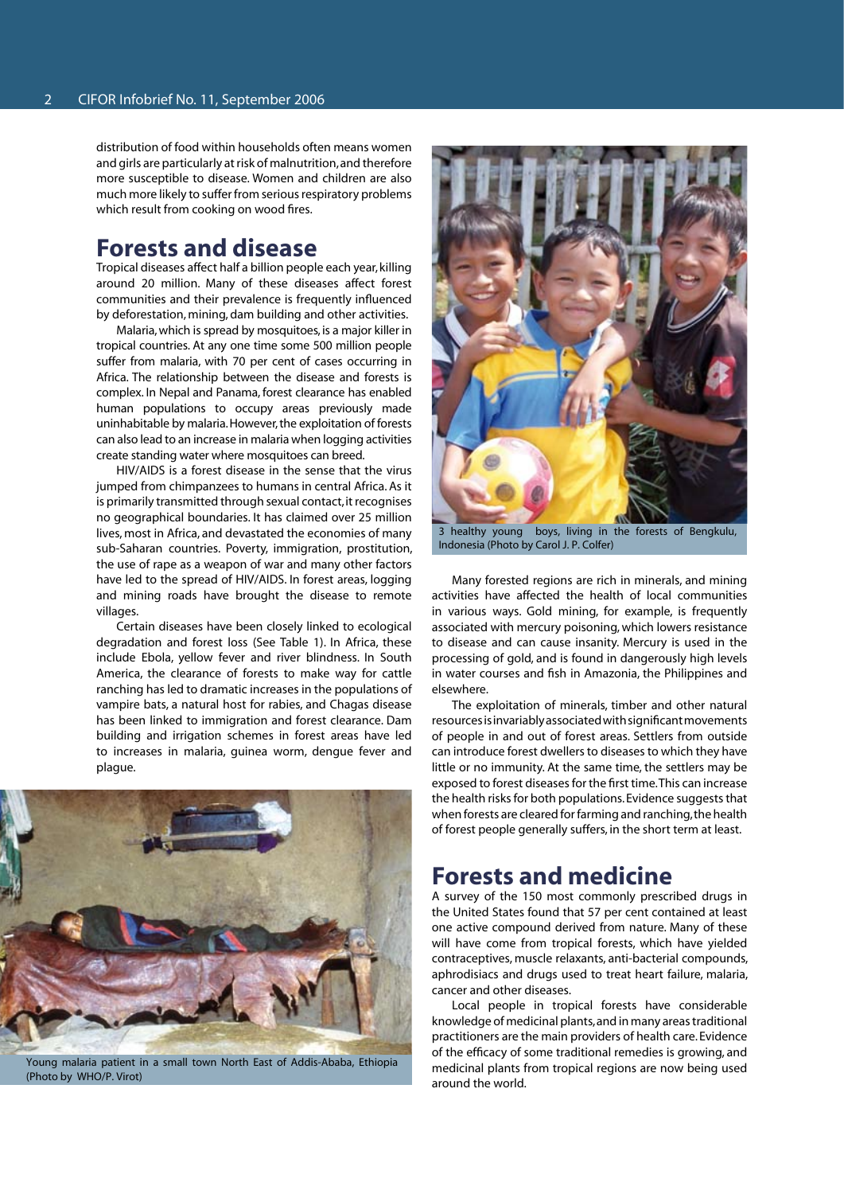distribution of food within households often means women and girls are particularly at risk of malnutrition, and therefore more susceptible to disease. Women and children are also much more likely to suffer from serious respiratory problems which result from cooking on wood fires.

## Forests and disease

Tropical diseases affect half a billion people each year, killing around 20 million. Many of these diseases affect forest communities and their prevalence is frequently influenced by deforestation, mining, dam building and other activities.

Malaria, which is spread by mosquitoes, is a major killer in tropical countries. At any one time some 500 million people suffer from malaria, with 70 per cent of cases occurring in Africa. The relationship between the disease and forests is complex. In Nepal and Panama, forest clearance has enabled human populations to occupy areas previously made uninhabitable by malaria. However, the exploitation of forests can also lead to an increase in malaria when logging activities create standing water where mosquitoes can breed.

HIV/AIDS is a forest disease in the sense that the virus jumped from chimpanzees to humans in central Africa. As it is primarily transmitted through sexual contact, it recognises no geographical boundaries. It has claimed over 25 million lives, most in Africa, and devastated the economies of many sub-Saharan countries. Poverty, immigration, prostitution, the use of rape as a weapon of war and many other factors have led to the spread of HIV/AIDS. In forest areas, logging and mining roads have brought the disease to remote villages.

Certain diseases have been closely linked to ecological degradation and forest loss (See Table 1). In Africa, these include Ebola, yellow fever and river blindness. In South America, the clearance of forests to make way for cattle ranching has led to dramatic increases in the populations of vampire bats, a natural host for rabies, and Chagas disease has been linked to immigration and forest clearance. Dam building and irrigation schemes in forest areas have led to increases in malaria, guinea worm, dengue fever and plague.

Young malaria patient in a small town North East of Addis-Ababa, Ethiopia (Photo by WHO/P. Virot)

3 healthy young boys, living in the forests of Bengkulu, Indonesia (Photo by Carol J. P. Colfer)

Many forested regions are rich in minerals, and mining activities have affected the health of local communities in various ways. Gold mining, for example, is frequently associated with mercury poisoning, which lowers resistance to disease and can cause insanity. Mercury is used in the processing of gold, and is found in dangerously high levels in water courses and fish in Amazonia, the Philippines and elsewhere.

The exploitation of minerals, timber and other natural resources is invariably associated with significant movements of people in and out of forest areas. Settlers from outside can introduce forest dwellers to diseases to which they have little or no immunity. At the same time, the settlers may be exposed to forest diseases for the first time. This can increase the health risks for both populations. Evidence suggests that when forests are cleared for farming and ranching, the health of forest people generally suffers, in the short term at least.

## Forests and medicine

A survey of the 150 most commonly prescribed drugs in the United States found that 57 per cent contained at least one active compound derived from nature. Many of these will have come from tropical forests, which have yielded contraceptives, muscle relaxants, anti-bacterial compounds, aphrodisiacs and drugs used to treat heart failure, malaria, cancer and other diseases.

Local people in tropical forests have considerable knowledge of medicinal plants, and in many areas traditional practitioners are the main providers of health care. Evidence of the efficacy of some traditional remedies is growing, and medicinal plants from tropical regions are now being used around the world.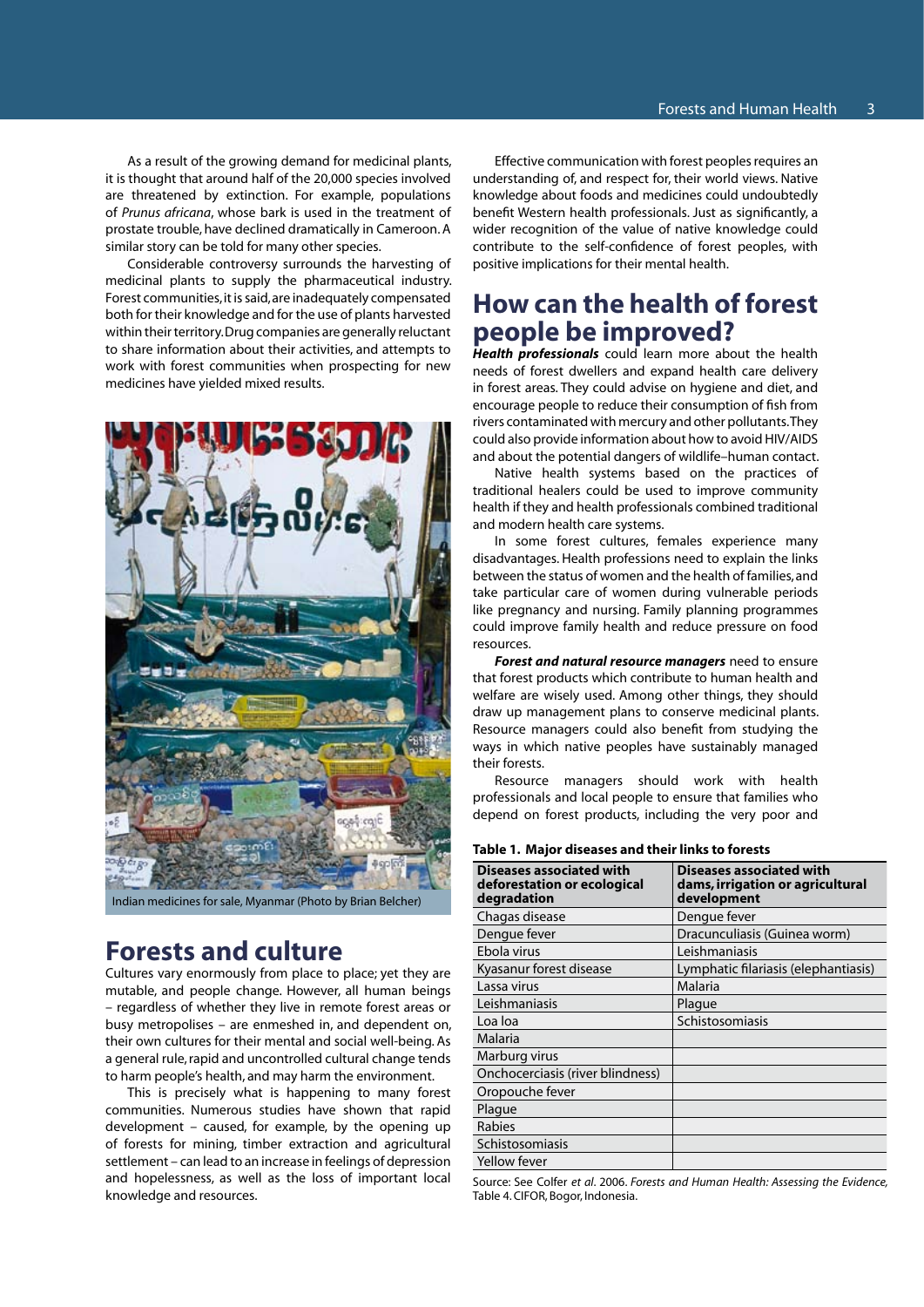As a result of the growing demand for medicinal plants, it is thought that around half of the 20,000 species involved are threatened by extinction. For example, populations of *Prunus africana*, whose bark is used in the treatment of prostate trouble, have declined dramatically in Cameroon. A similar story can be told for many other species.

Considerable controversy surrounds the harvesting of medicinal plants to supply the pharmaceutical industry. Forest communities, it is said, are inadequately compensated both for their knowledge and for the use of plants harvested within their territory. Drug companies are generally reluctant to share information about their activities, and attempts to work with forest communities when prospecting for new medicines have yielded mixed results.

Indian medicines for sale, Myanmar (Photo by Brian Belcher)

## Forests and culture

Cultures vary enormously from place to place; yet they are mutable, and people change. However, all human beings – regardless of whether they live in remote forest areas or busy metropolises – are enmeshed in, and dependent on, their own cultures for their mental and social well-being. As a general rule, rapid and uncontrolled cultural change tends to harm people's health, and may harm the environment.

This is precisely what is happening to many forest communities. Numerous studies have shown that rapid development – caused, for example, by the opening up of forests for mining, timber extraction and agricultural settlement – can lead to an increase in feelings of depression and hopelessness, as well as the loss of important local knowledge and resources.

Effective communication with forest peoples requires an understanding of, and respect for, their world views. Native knowledge about foods and medicines could undoubtedly benefit Western health professionals. Just as significantly, a wider recognition of the value of native knowledge could contribute to the self-confidence of forest peoples, with positive implications for their mental health.

## How can the health of forest people be improved?

***Health professionals*** could learn more about the health needs of forest dwellers and expand health care delivery in forest areas. They could advise on hygiene and diet, and encourage people to reduce their consumption of fish from rivers contaminated with mercury and other pollutants. They could also provide information about how to avoid HIV/AIDS and about the potential dangers of wildlife–human contact.

Native health systems based on the practices of traditional healers could be used to improve community health if they and health professionals combined traditional and modern health care systems.

In some forest cultures, females experience many disadvantages. Health professions need to explain the links between the status of women and the health of families, and take particular care of women during vulnerable periods like pregnancy and nursing. Family planning programmes could improve family health and reduce pressure on food resources.

***Forest and natural resource managers*** need to ensure that forest products which contribute to human health and welfare are wisely used. Among other things, they should draw up management plans to conserve medicinal plants. Resource managers could also benefit from studying the ways in which native peoples have sustainably managed their forests.

Resource managers should work with health professionals and local people to ensure that families who depend on forest products, including the very poor and

**Table 1. Major diseases and their links to forests**

| Diseases associated with deforestation or ecological degradation | Diseases associated with dams, irrigation or agricultural development |
|---|---|
| Chagas disease | Dengue fever |
| Dengue fever | Dracunculiasis (Guinea worm) |
| Ebola virus | Leishmaniasis |
| Kyasanur forest disease | Lymphatic filariasis (elephantiasis) |
| Lassa virus | Malaria |
| Leishmaniasis | Plague |
| Loa loa | Schistosomiasis |
| Malaria | |
| Marburg virus | |
| Onchocerciasis (river blindness) | |
| Oropouche fever | |
| Plague | |
| Rabies | |
| Schistosomiasis | |
| Yellow fever | |

Source: See Colfer *et al*. 2006. *Forests and Human Health: Assessing the Evidence*, Table 4. CIFOR, Bogor, Indonesia.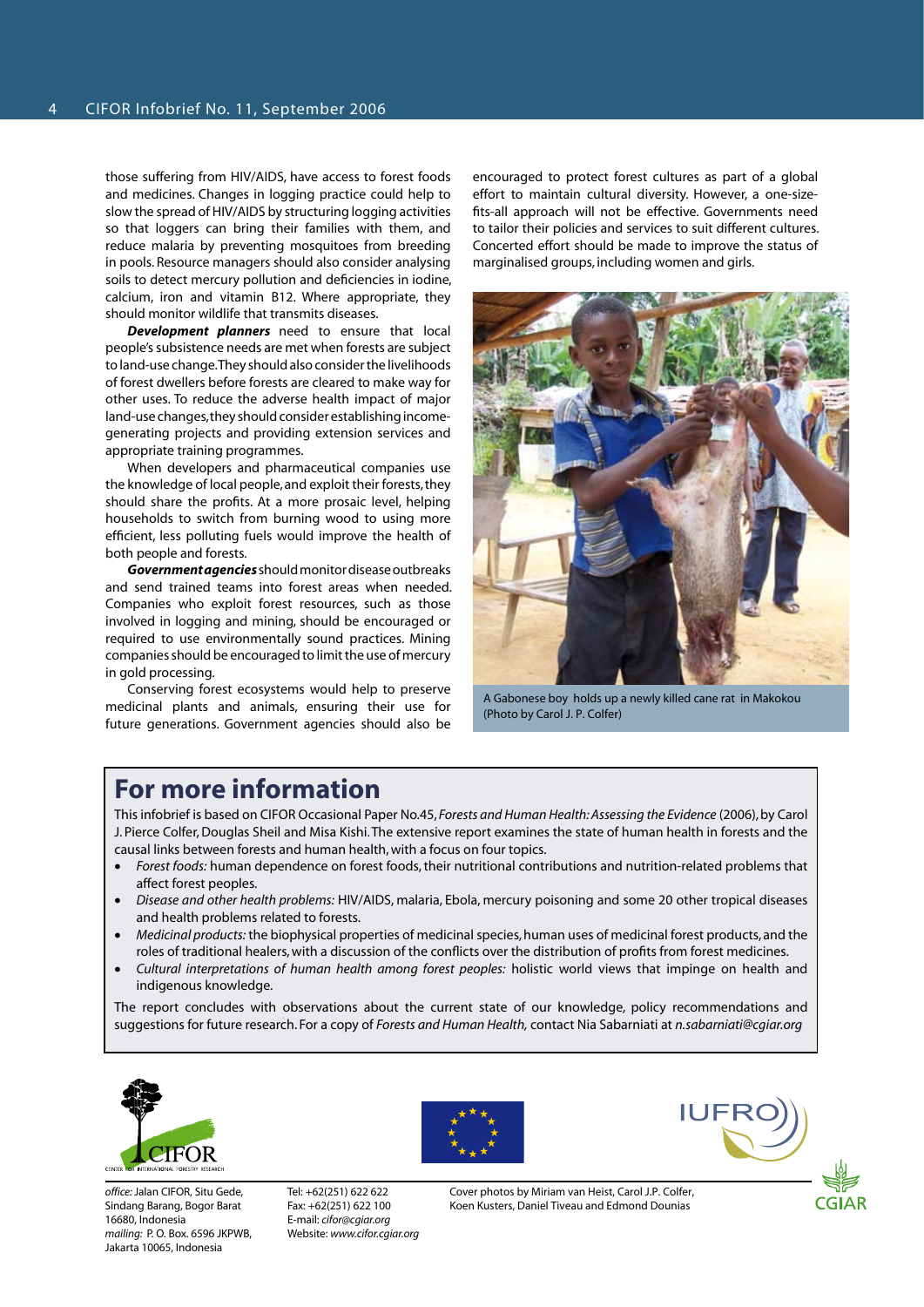those suffering from HIV/AIDS, have access to forest foods and medicines. Changes in logging practice could help to slow the spread of HIV/AIDS by structuring logging activities so that loggers can bring their families with them, and reduce malaria by preventing mosquitoes from breeding in pools. Resource managers should also consider analysing soils to detect mercury pollution and deficiencies in iodine, calcium, iron and vitamin B12. Where appropriate, they should monitor wildlife that transmits diseases.

***Development planners*** need to ensure that local people's subsistence needs are met when forests are subject to land-use change. They should also consider the livelihoods of forest dwellers before forests are cleared to make way for other uses. To reduce the adverse health impact of major land-use changes, they should consider establishing income-generating projects and providing extension services and appropriate training programmes.

When developers and pharmaceutical companies use the knowledge of local people, and exploit their forests, they should share the profits. At a more prosaic level, helping households to switch from burning wood to using more efficient, less polluting fuels would improve the health of both people and forests.

***Government agencies*** should monitor disease outbreaks and send trained teams into forest areas when needed. Companies who exploit forest resources, such as those involved in logging and mining, should be encouraged or required to use environmentally sound practices. Mining companies should be encouraged to limit the use of mercury in gold processing.

Conserving forest ecosystems would help to preserve medicinal plants and animals, ensuring their use for future generations. Government agencies should also be encouraged to protect forest cultures as part of a global effort to maintain cultural diversity. However, a one-size-fits-all approach will not be effective. Governments need to tailor their policies and services to suit different cultures. Concerted effort should be made to improve the status of marginalised groups, including women and girls.

A Gabonese boy holds up a newly killed cane rat in Makokou (Photo by Carol J. P. Colfer)

## For more information

This infobrief is based on CIFOR Occasional Paper No.45, *Forests and Human Health: Assessing the Evidence* (2006), by Carol J. Pierce Colfer, Douglas Sheil and Misa Kishi. The extensive report examines the state of human health in forests and the causal links between forests and human health, with a focus on four topics.

- *Forest foods:* human dependence on forest foods, their nutritional contributions and nutrition-related problems that affect forest peoples.
- *Disease and other health problems:* HIV/AIDS, malaria, Ebola, mercury poisoning and some 20 other tropical diseases and health problems related to forests.
- *Medicinal products:* the biophysical properties of medicinal species, human uses of medicinal forest products, and the roles of traditional healers, with a discussion of the conflicts over the distribution of profits from forest medicines.
- *Cultural interpretations of human health among forest peoples:* holistic world views that impinge on health and indigenous knowledge.

The report concludes with observations about the current state of our knowledge, policy recommendations and suggestions for future research. For a copy of *Forests and Human Health,* contact Nia Sabarniati at *n.sabarniati@cgiar.org*

*office:* Jalan CIFOR, Situ Gede, Sindang Barang, Bogor Barat 16680, Indonesia
*mailing:* P. O. Box. 6596 JKPWB, Jakarta 10065, Indonesia

Tel: +62(251) 622 622
Fax: +62(251) 622 100
E-mail: *cifor@cgiar.org*
Website: *www.cifor.cgiar.org*

Cover photos by Miriam van Heist, Carol J.P. Colfer, Koen Kusters, Daniel Tiveau and Edmond Dounias